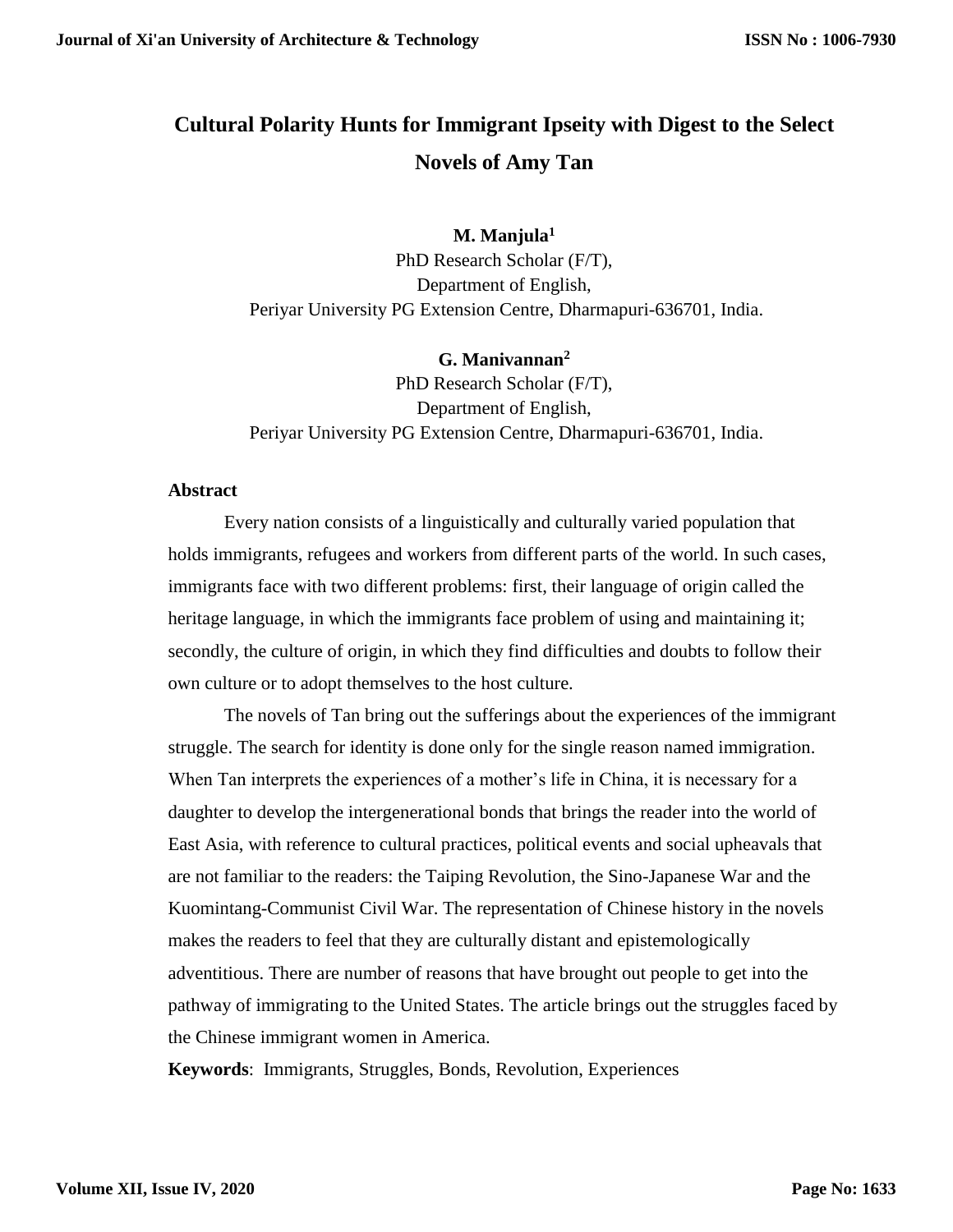# Cultural Polarity Hunts for Immigrant Ipseity with Digest to the Select Novels of Amy Tan

**M. Manjula**[1]
PhD Research Scholar (F/T),
Department of English,
Periyar University PG Extension Centre, Dharmapuri-636701, India.

**G. Manivannan**[2]
PhD Research Scholar (F/T),
Department of English,
Periyar University PG Extension Centre, Dharmapuri-636701, India.

## Abstract

Every nation consists of a linguistically and culturally varied population that holds immigrants, refugees and workers from different parts of the world. In such cases, immigrants face with two different problems: first, their language of origin called the heritage language, in which the immigrants face problem of using and maintaining it; secondly, the culture of origin, in which they find difficulties and doubts to follow their own culture or to adopt themselves to the host culture.

The novels of Tan bring out the sufferings about the experiences of the immigrant struggle. The search for identity is done only for the single reason named immigration. When Tan interprets the experiences of a mother's life in China, it is necessary for a daughter to develop the intergenerational bonds that brings the reader into the world of East Asia, with reference to cultural practices, political events and social upheavals that are not familiar to the readers: the Taiping Revolution, the Sino-Japanese War and the Kuomintang-Communist Civil War. The representation of Chinese history in the novels makes the readers to feel that they are culturally distant and epistemologically adventitious. There are number of reasons that have brought out people to get into the pathway of immigrating to the United States. The article brings out the struggles faced by the Chinese immigrant women in America.

**Keywords**: Immigrants, Struggles, Bonds, Revolution, Experiences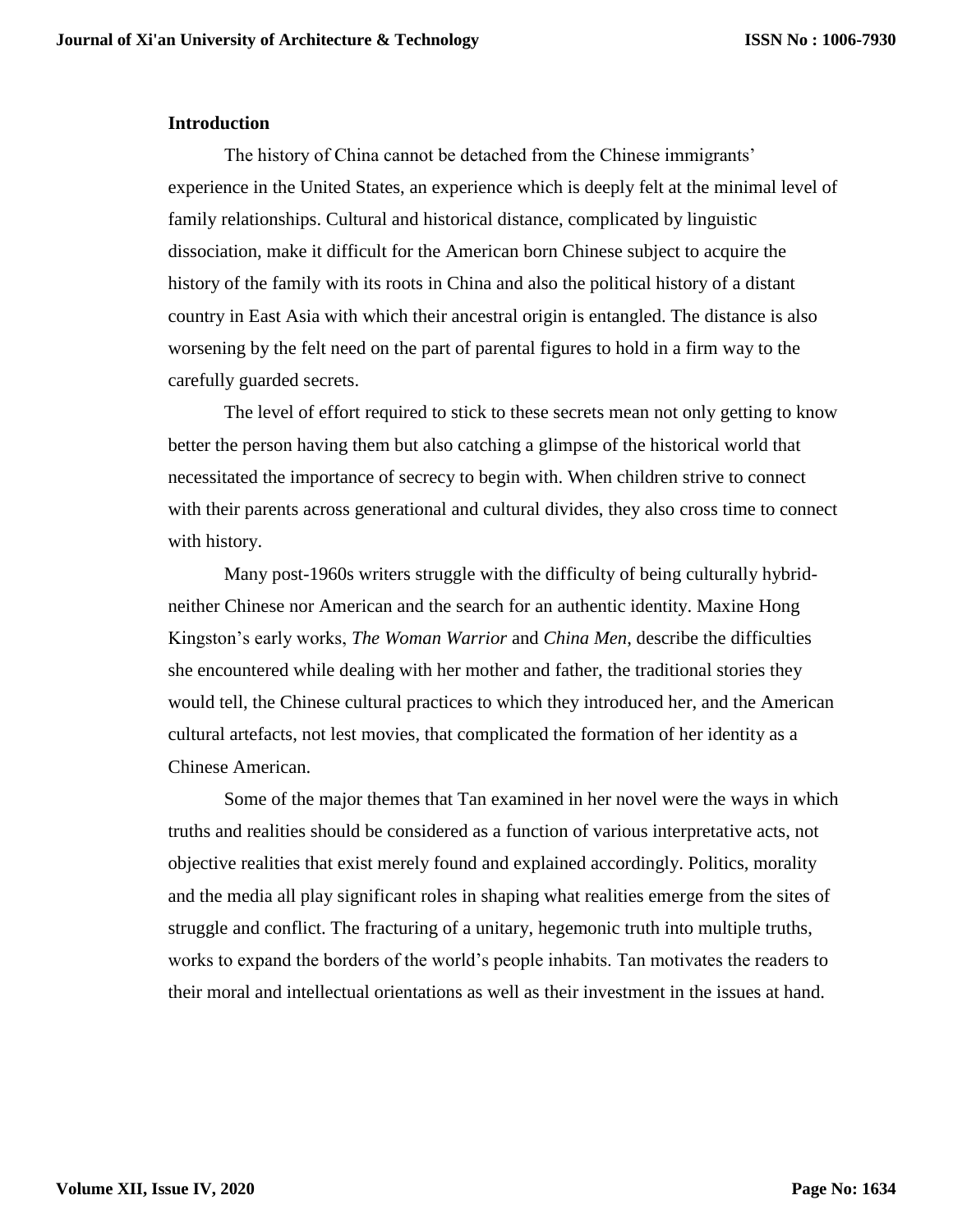## Introduction

The history of China cannot be detached from the Chinese immigrants' experience in the United States, an experience which is deeply felt at the minimal level of family relationships. Cultural and historical distance, complicated by linguistic dissociation, make it difficult for the American born Chinese subject to acquire the history of the family with its roots in China and also the political history of a distant country in East Asia with which their ancestral origin is entangled. The distance is also worsening by the felt need on the part of parental figures to hold in a firm way to the carefully guarded secrets.

The level of effort required to stick to these secrets mean not only getting to know better the person having them but also catching a glimpse of the historical world that necessitated the importance of secrecy to begin with. When children strive to connect with their parents across generational and cultural divides, they also cross time to connect with history.

Many post-1960s writers struggle with the difficulty of being culturally hybrid- neither Chinese nor American and the search for an authentic identity. Maxine Hong Kingston's early works, *The Woman Warrior* and *China Men*, describe the difficulties she encountered while dealing with her mother and father, the traditional stories they would tell, the Chinese cultural practices to which they introduced her, and the American cultural artefacts, not lest movies, that complicated the formation of her identity as a Chinese American.

Some of the major themes that Tan examined in her novel were the ways in which truths and realities should be considered as a function of various interpretative acts, not objective realities that exist merely found and explained accordingly. Politics, morality and the media all play significant roles in shaping what realities emerge from the sites of struggle and conflict. The fracturing of a unitary, hegemonic truth into multiple truths, works to expand the borders of the world's people inhabits. Tan motivates the readers to their moral and intellectual orientations as well as their investment in the issues at hand.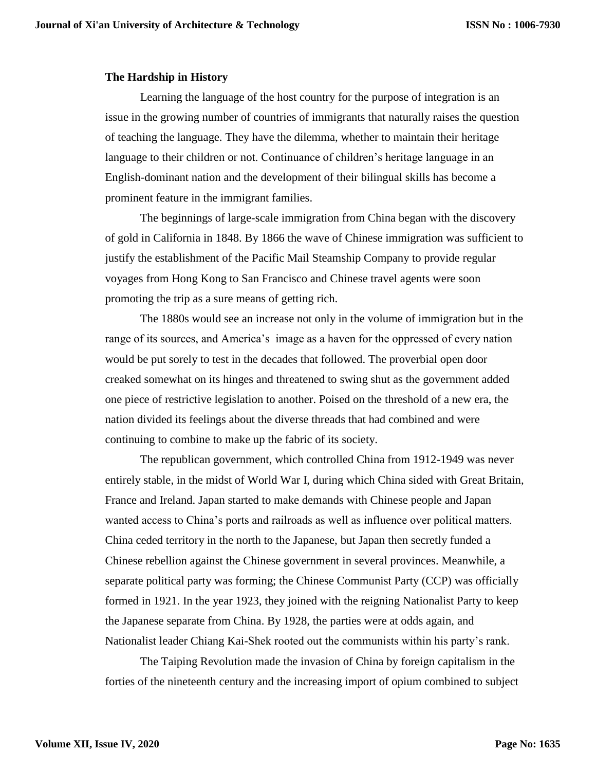**The Hardship in History**

Learning the language of the host country for the purpose of integration is an issue in the growing number of countries of immigrants that naturally raises the question of teaching the language. They have the dilemma, whether to maintain their heritage language to their children or not. Continuance of children's heritage language in an English-dominant nation and the development of their bilingual skills has become a prominent feature in the immigrant families.

The beginnings of large-scale immigration from China began with the discovery of gold in California in 1848. By 1866 the wave of Chinese immigration was sufficient to justify the establishment of the Pacific Mail Steamship Company to provide regular voyages from Hong Kong to San Francisco and Chinese travel agents were soon promoting the trip as a sure means of getting rich.

The 1880s would see an increase not only in the volume of immigration but in the range of its sources, and America's image as a haven for the oppressed of every nation would be put sorely to test in the decades that followed. The proverbial open door creaked somewhat on its hinges and threatened to swing shut as the government added one piece of restrictive legislation to another. Poised on the threshold of a new era, the nation divided its feelings about the diverse threads that had combined and were continuing to combine to make up the fabric of its society.

The republican government, which controlled China from 1912-1949 was never entirely stable, in the midst of World War I, during which China sided with Great Britain, France and Ireland. Japan started to make demands with Chinese people and Japan wanted access to China's ports and railroads as well as influence over political matters. China ceded territory in the north to the Japanese, but Japan then secretly funded a Chinese rebellion against the Chinese government in several provinces. Meanwhile, a separate political party was forming; the Chinese Communist Party (CCP) was officially formed in 1921. In the year 1923, they joined with the reigning Nationalist Party to keep the Japanese separate from China. By 1928, the parties were at odds again, and Nationalist leader Chiang Kai-Shek rooted out the communists within his party's rank.

The Taiping Revolution made the invasion of China by foreign capitalism in the forties of the nineteenth century and the increasing import of opium combined to subject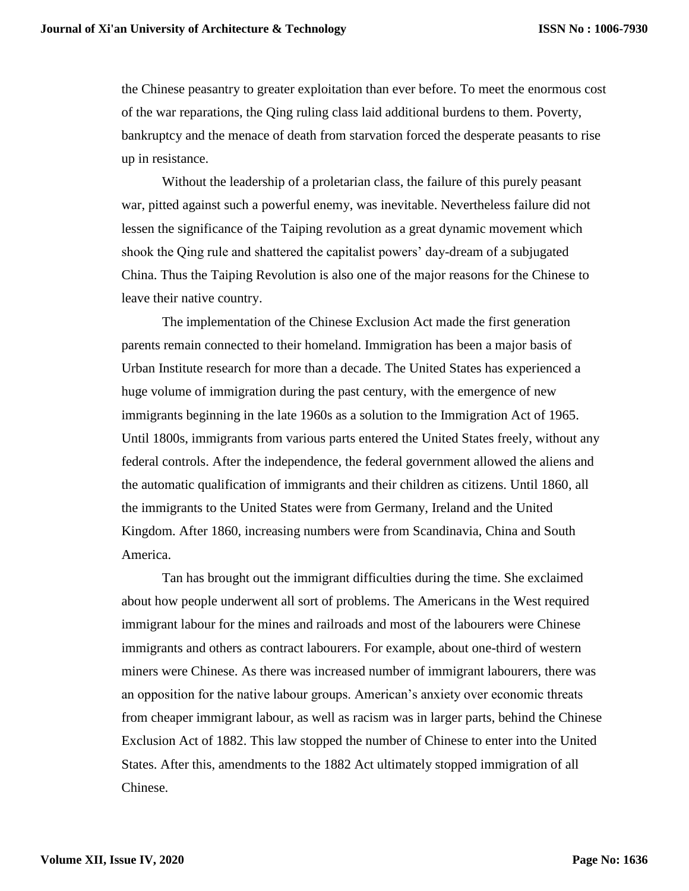the Chinese peasantry to greater exploitation than ever before. To meet the enormous cost of the war reparations, the Qing ruling class laid additional burdens to them. Poverty, bankruptcy and the menace of death from starvation forced the desperate peasants to rise up in resistance.

Without the leadership of a proletarian class, the failure of this purely peasant war, pitted against such a powerful enemy, was inevitable. Nevertheless failure did not lessen the significance of the Taiping revolution as a great dynamic movement which shook the Qing rule and shattered the capitalist powers' day-dream of a subjugated China. Thus the Taiping Revolution is also one of the major reasons for the Chinese to leave their native country.

The implementation of the Chinese Exclusion Act made the first generation parents remain connected to their homeland. Immigration has been a major basis of Urban Institute research for more than a decade. The United States has experienced a huge volume of immigration during the past century, with the emergence of new immigrants beginning in the late 1960s as a solution to the Immigration Act of 1965. Until 1800s, immigrants from various parts entered the United States freely, without any federal controls. After the independence, the federal government allowed the aliens and the automatic qualification of immigrants and their children as citizens. Until 1860, all the immigrants to the United States were from Germany, Ireland and the United Kingdom. After 1860, increasing numbers were from Scandinavia, China and South America.

Tan has brought out the immigrant difficulties during the time. She exclaimed about how people underwent all sort of problems. The Americans in the West required immigrant labour for the mines and railroads and most of the labourers were Chinese immigrants and others as contract labourers. For example, about one-third of western miners were Chinese. As there was increased number of immigrant labourers, there was an opposition for the native labour groups. American's anxiety over economic threats from cheaper immigrant labour, as well as racism was in larger parts, behind the Chinese Exclusion Act of 1882. This law stopped the number of Chinese to enter into the United States. After this, amendments to the 1882 Act ultimately stopped immigration of all Chinese.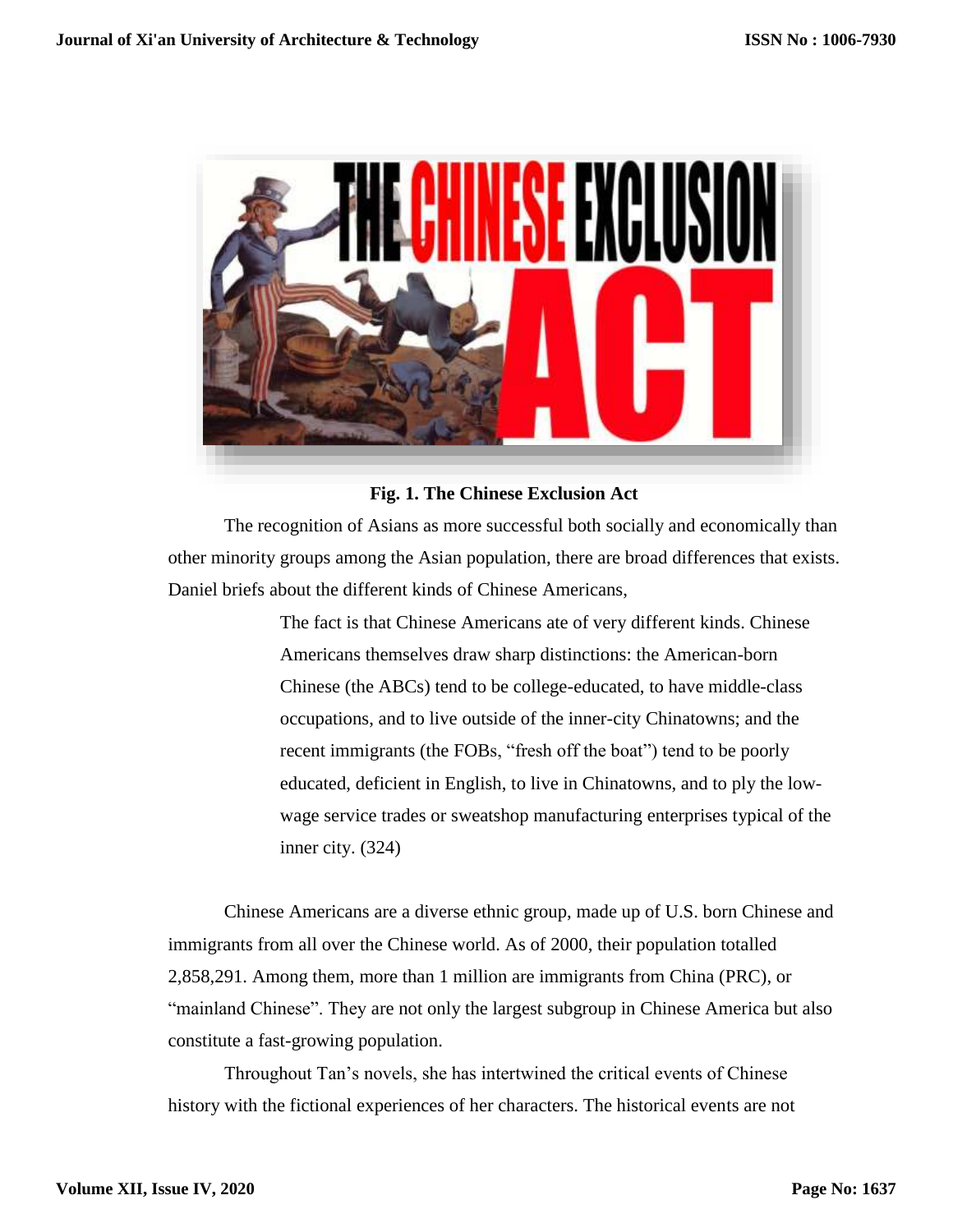**Fig. 1. The Chinese Exclusion Act**

The recognition of Asians as more successful both socially and economically than other minority groups among the Asian population, there are broad differences that exists. Daniel briefs about the different kinds of Chinese Americans,

> The fact is that Chinese Americans ate of very different kinds. Chinese Americans themselves draw sharp distinctions: the American-born Chinese (the ABCs) tend to be college-educated, to have middle-class occupations, and to live outside of the inner-city Chinatowns; and the recent immigrants (the FOBs, "fresh off the boat") tend to be poorly educated, deficient in English, to live in Chinatowns, and to ply the low-wage service trades or sweatshop manufacturing enterprises typical of the inner city. (324)

Chinese Americans are a diverse ethnic group, made up of U.S. born Chinese and immigrants from all over the Chinese world. As of 2000, their population totalled 2,858,291. Among them, more than 1 million are immigrants from China (PRC), or "mainland Chinese". They are not only the largest subgroup in Chinese America but also constitute a fast-growing population.

Throughout Tan's novels, she has intertwined the critical events of Chinese history with the fictional experiences of her characters. The historical events are not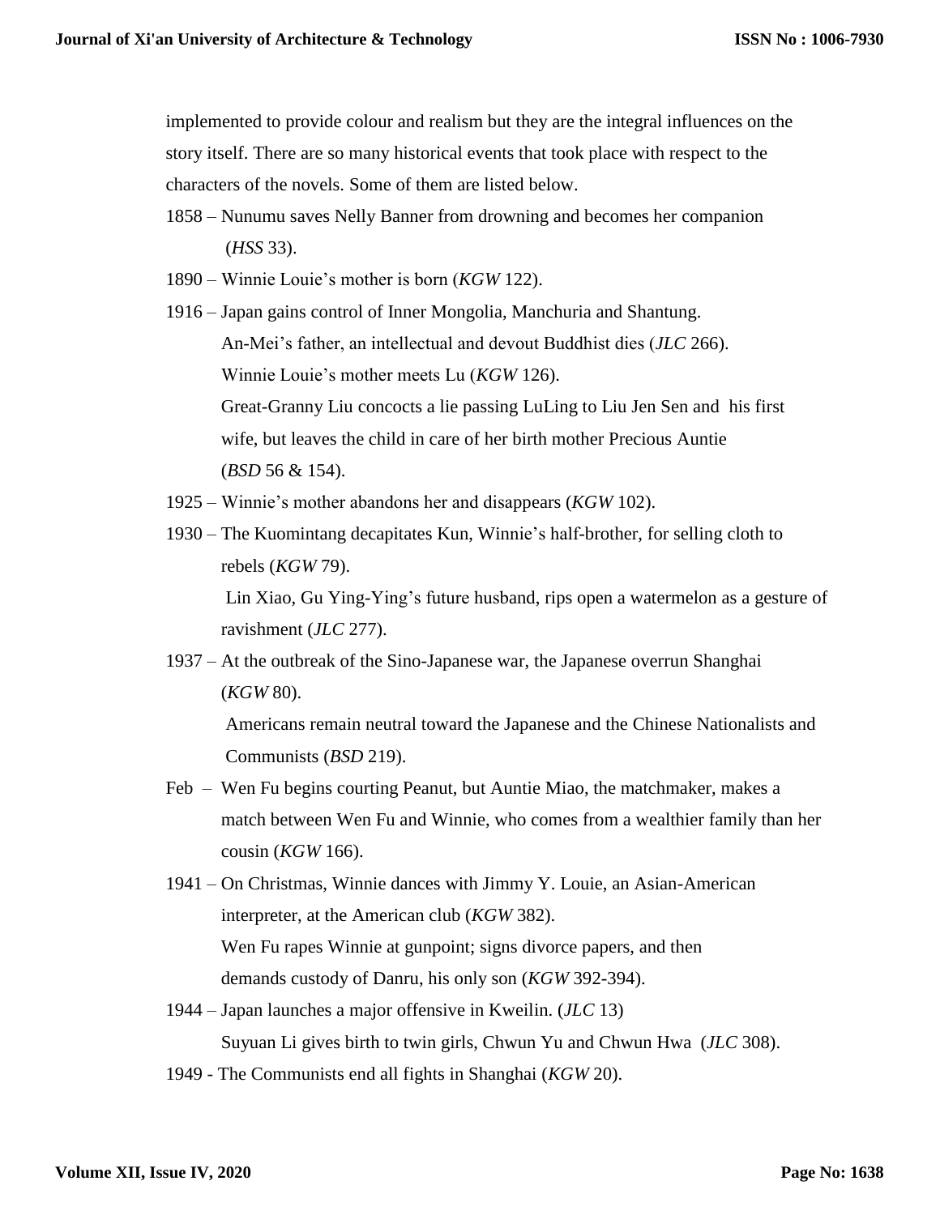implemented to provide colour and realism but they are the integral influences on the story itself. There are so many historical events that took place with respect to the characters of the novels. Some of them are listed below.

1858 – Nunumu saves Nelly Banner from drowning and becomes her companion (*HSS* 33).

1890 – Winnie Louie's mother is born (*KGW* 122).

1916 – Japan gains control of Inner Mongolia, Manchuria and Shantung.
An-Mei's father, an intellectual and devout Buddhist dies (*JLC* 266).
Winnie Louie's mother meets Lu (*KGW* 126).
Great-Granny Liu concocts a lie passing LuLing to Liu Jen Sen and his first wife, but leaves the child in care of her birth mother Precious Auntie (*BSD* 56 & 154).

1925 – Winnie's mother abandons her and disappears (*KGW* 102).

1930 – The Kuomintang decapitates Kun, Winnie's half-brother, for selling cloth to rebels (*KGW* 79).
Lin Xiao, Gu Ying-Ying's future husband, rips open a watermelon as a gesture of ravishment (*JLC* 277).

1937 – At the outbreak of the Sino-Japanese war, the Japanese overrun Shanghai (*KGW* 80).
Americans remain neutral toward the Japanese and the Chinese Nationalists and Communists (*BSD* 219).

Feb – Wen Fu begins courting Peanut, but Auntie Miao, the matchmaker, makes a match between Wen Fu and Winnie, who comes from a wealthier family than her cousin (*KGW* 166).

1941 – On Christmas, Winnie dances with Jimmy Y. Louie, an Asian-American interpreter, at the American club (*KGW* 382).
Wen Fu rapes Winnie at gunpoint; signs divorce papers, and then demands custody of Danru, his only son (*KGW* 392-394).

1944 – Japan launches a major offensive in Kweilin. (*JLC* 13)
Suyuan Li gives birth to twin girls, Chwun Yu and Chwun Hwa (*JLC* 308).

1949 - The Communists end all fights in Shanghai (*KGW* 20).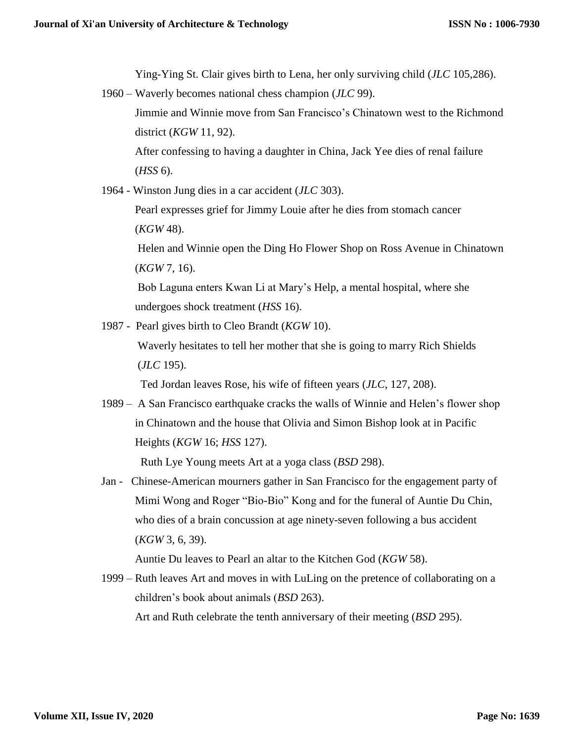Ying-Ying St. Clair gives birth to Lena, her only surviving child (*JLC* 105,286).

1960 – Waverly becomes national chess champion (*JLC* 99).

Jimmie and Winnie move from San Francisco's Chinatown west to the Richmond district (*KGW* 11, 92).

After confessing to having a daughter in China, Jack Yee dies of renal failure (*HSS* 6).

1964 - Winston Jung dies in a car accident (*JLC* 303).

Pearl expresses grief for Jimmy Louie after he dies from stomach cancer (*KGW* 48).

Helen and Winnie open the Ding Ho Flower Shop on Ross Avenue in Chinatown (*KGW* 7, 16).

Bob Laguna enters Kwan Li at Mary's Help, a mental hospital, where she undergoes shock treatment (*HSS* 16).

1987 - Pearl gives birth to Cleo Brandt (*KGW* 10).

Waverly hesitates to tell her mother that she is going to marry Rich Shields (*JLC* 195).

Ted Jordan leaves Rose, his wife of fifteen years (*JLC*, 127, 208).

1989 – A San Francisco earthquake cracks the walls of Winnie and Helen's flower shop in Chinatown and the house that Olivia and Simon Bishop look at in Pacific Heights (*KGW* 16; *HSS* 127).

Ruth Lye Young meets Art at a yoga class (*BSD* 298).

Jan - Chinese-American mourners gather in San Francisco for the engagement party of Mimi Wong and Roger "Bio-Bio" Kong and for the funeral of Auntie Du Chin, who dies of a brain concussion at age ninety-seven following a bus accident (*KGW* 3, 6, 39).

Auntie Du leaves to Pearl an altar to the Kitchen God (*KGW* 58).

1999 – Ruth leaves Art and moves in with LuLing on the pretence of collaborating on a children's book about animals (*BSD* 263).

Art and Ruth celebrate the tenth anniversary of their meeting (*BSD* 295).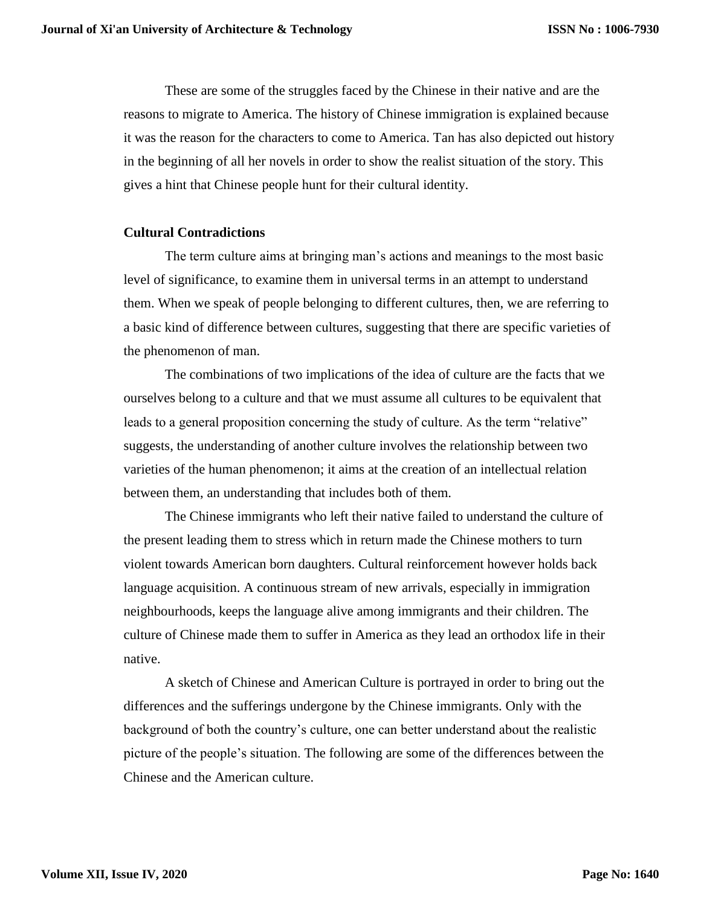These are some of the struggles faced by the Chinese in their native and are the reasons to migrate to America. The history of Chinese immigration is explained because it was the reason for the characters to come to America. Tan has also depicted out history in the beginning of all her novels in order to show the realist situation of the story. This gives a hint that Chinese people hunt for their cultural identity.

### Cultural Contradictions

The term culture aims at bringing man's actions and meanings to the most basic level of significance, to examine them in universal terms in an attempt to understand them. When we speak of people belonging to different cultures, then, we are referring to a basic kind of difference between cultures, suggesting that there are specific varieties of the phenomenon of man.

The combinations of two implications of the idea of culture are the facts that we ourselves belong to a culture and that we must assume all cultures to be equivalent that leads to a general proposition concerning the study of culture. As the term "relative" suggests, the understanding of another culture involves the relationship between two varieties of the human phenomenon; it aims at the creation of an intellectual relation between them, an understanding that includes both of them.

The Chinese immigrants who left their native failed to understand the culture of the present leading them to stress which in return made the Chinese mothers to turn violent towards American born daughters. Cultural reinforcement however holds back language acquisition. A continuous stream of new arrivals, especially in immigration neighbourhoods, keeps the language alive among immigrants and their children. The culture of Chinese made them to suffer in America as they lead an orthodox life in their native.

A sketch of Chinese and American Culture is portrayed in order to bring out the differences and the sufferings undergone by the Chinese immigrants. Only with the background of both the country's culture, one can better understand about the realistic picture of the people's situation. The following are some of the differences between the Chinese and the American culture.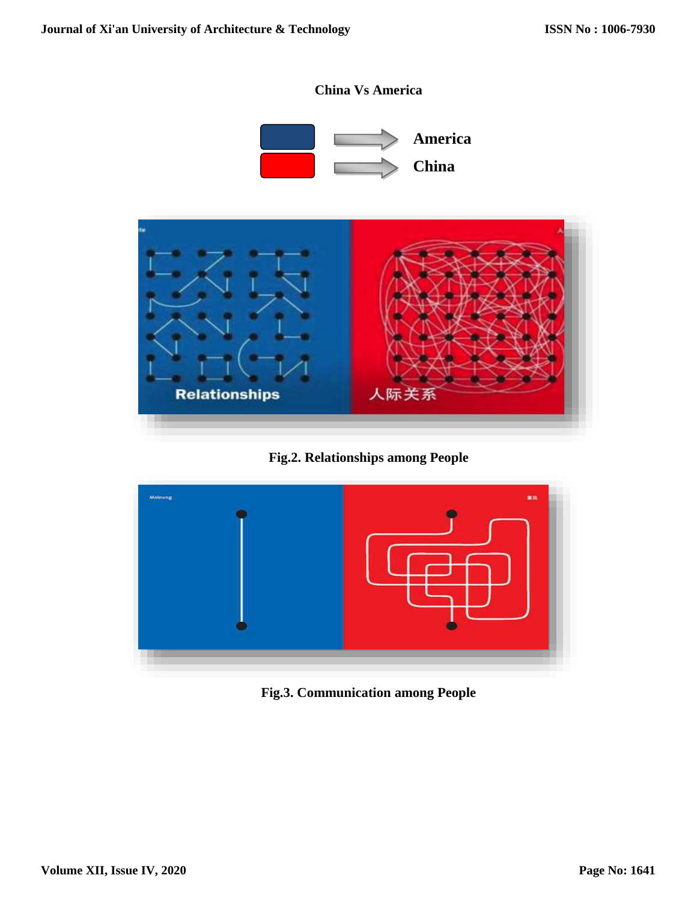**China Vs America**

America

China

Fig.2. Relationships among People

Fig.3. Communication among People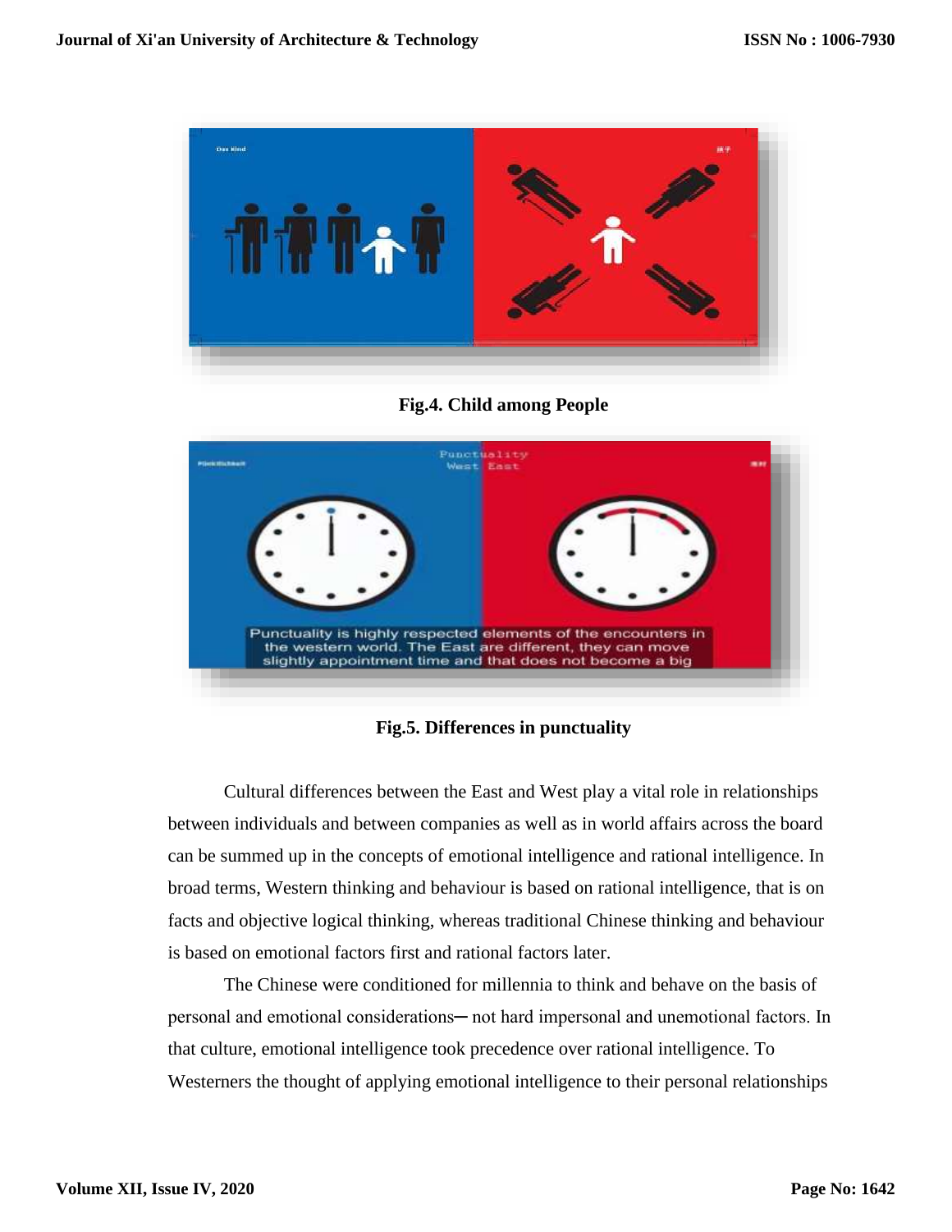**Fig.4. Child among People**

**Fig.5. Differences in punctuality**

Cultural differences between the East and West play a vital role in relationships between individuals and between companies as well as in world affairs across the board can be summed up in the concepts of emotional intelligence and rational intelligence. In broad terms, Western thinking and behaviour is based on rational intelligence, that is on facts and objective logical thinking, whereas traditional Chinese thinking and behaviour is based on emotional factors first and rational factors later.

The Chinese were conditioned for millennia to think and behave on the basis of personal and emotional considerations─ not hard impersonal and unemotional factors. In that culture, emotional intelligence took precedence over rational intelligence. To Westerners the thought of applying emotional intelligence to their personal relationships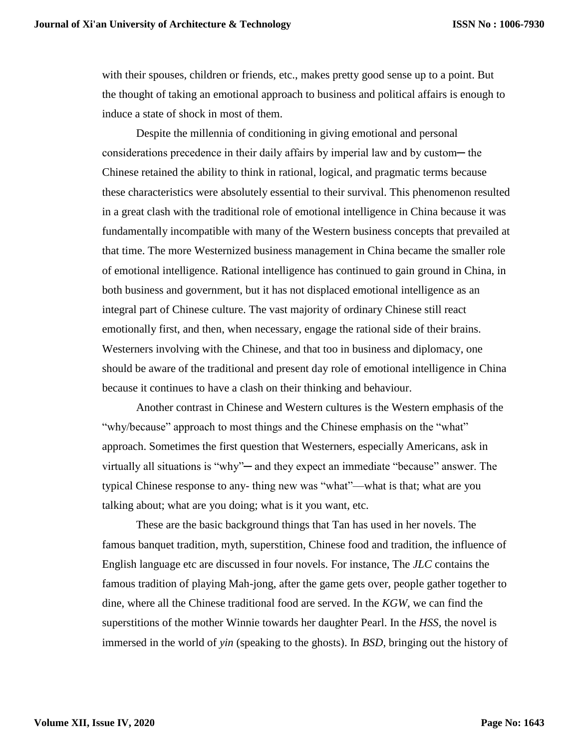with their spouses, children or friends, etc., makes pretty good sense up to a point. But the thought of taking an emotional approach to business and political affairs is enough to induce a state of shock in most of them.

Despite the millennia of conditioning in giving emotional and personal considerations precedence in their daily affairs by imperial law and by custom─ the Chinese retained the ability to think in rational, logical, and pragmatic terms because these characteristics were absolutely essential to their survival. This phenomenon resulted in a great clash with the traditional role of emotional intelligence in China because it was fundamentally incompatible with many of the Western business concepts that prevailed at that time. The more Westernized business management in China became the smaller role of emotional intelligence. Rational intelligence has continued to gain ground in China, in both business and government, but it has not displaced emotional intelligence as an integral part of Chinese culture. The vast majority of ordinary Chinese still react emotionally first, and then, when necessary, engage the rational side of their brains. Westerners involving with the Chinese, and that too in business and diplomacy, one should be aware of the traditional and present day role of emotional intelligence in China because it continues to have a clash on their thinking and behaviour.

Another contrast in Chinese and Western cultures is the Western emphasis of the "why/because" approach to most things and the Chinese emphasis on the "what" approach. Sometimes the first question that Westerners, especially Americans, ask in virtually all situations is "why"─ and they expect an immediate "because" answer. The typical Chinese response to any- thing new was "what"—what is that; what are you talking about; what are you doing; what is it you want, etc.

These are the basic background things that Tan has used in her novels. The famous banquet tradition, myth, superstition, Chinese food and tradition, the influence of English language etc are discussed in four novels. For instance, The *JLC* contains the famous tradition of playing Mah-jong, after the game gets over, people gather together to dine, where all the Chinese traditional food are served. In the *KGW*, we can find the superstitions of the mother Winnie towards her daughter Pearl. In the *HSS*, the novel is immersed in the world of *yin* (speaking to the ghosts). In *BSD*, bringing out the history of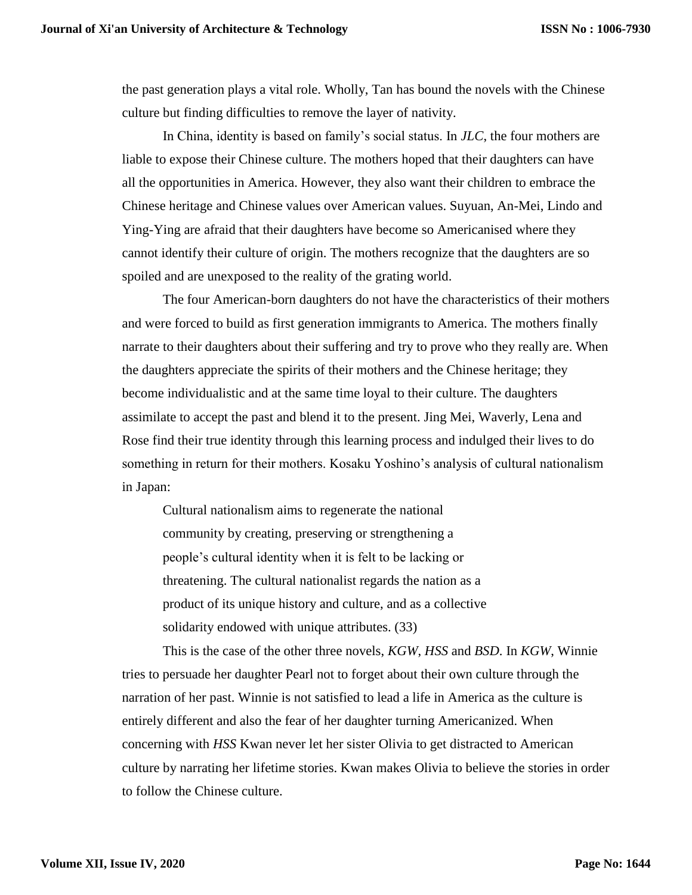the past generation plays a vital role. Wholly, Tan has bound the novels with the Chinese culture but finding difficulties to remove the layer of nativity.

In China, identity is based on family's social status. In *JLC*, the four mothers are liable to expose their Chinese culture. The mothers hoped that their daughters can have all the opportunities in America. However, they also want their children to embrace the Chinese heritage and Chinese values over American values. Suyuan, An-Mei, Lindo and Ying-Ying are afraid that their daughters have become so Americanised where they cannot identify their culture of origin. The mothers recognize that the daughters are so spoiled and are unexposed to the reality of the grating world.

The four American-born daughters do not have the characteristics of their mothers and were forced to build as first generation immigrants to America. The mothers finally narrate to their daughters about their suffering and try to prove who they really are. When the daughters appreciate the spirits of their mothers and the Chinese heritage; they become individualistic and at the same time loyal to their culture. The daughters assimilate to accept the past and blend it to the present. Jing Mei, Waverly, Lena and Rose find their true identity through this learning process and indulged their lives to do something in return for their mothers. Kosaku Yoshino's analysis of cultural nationalism in Japan:

> Cultural nationalism aims to regenerate the national community by creating, preserving or strengthening a people's cultural identity when it is felt to be lacking or threatening. The cultural nationalist regards the nation as a product of its unique history and culture, and as a collective solidarity endowed with unique attributes. (33)

This is the case of the other three novels, *KGW*, *HSS* and *BSD*. In *KGW*, Winnie tries to persuade her daughter Pearl not to forget about their own culture through the narration of her past. Winnie is not satisfied to lead a life in America as the culture is entirely different and also the fear of her daughter turning Americanized. When concerning with *HSS* Kwan never let her sister Olivia to get distracted to American culture by narrating her lifetime stories. Kwan makes Olivia to believe the stories in order to follow the Chinese culture.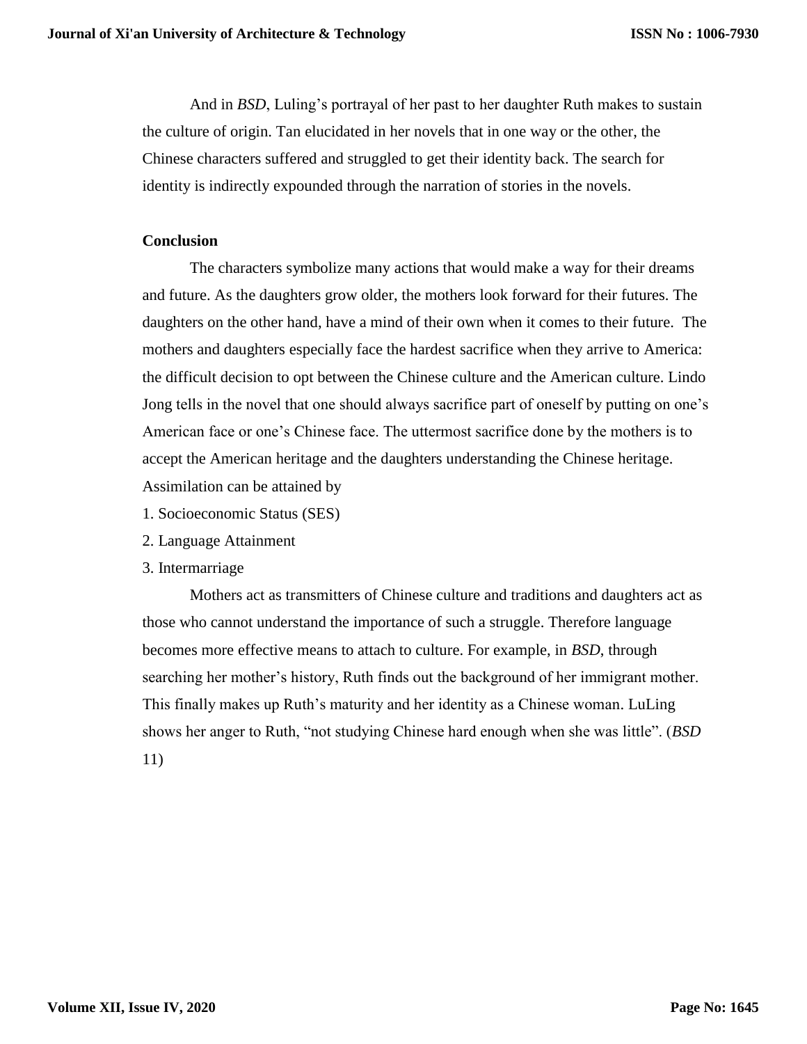And in *BSD*, Luling's portrayal of her past to her daughter Ruth makes to sustain the culture of origin. Tan elucidated in her novels that in one way or the other, the Chinese characters suffered and struggled to get their identity back. The search for identity is indirectly expounded through the narration of stories in the novels.

## Conclusion

The characters symbolize many actions that would make a way for their dreams and future. As the daughters grow older, the mothers look forward for their futures. The daughters on the other hand, have a mind of their own when it comes to their future. The mothers and daughters especially face the hardest sacrifice when they arrive to America: the difficult decision to opt between the Chinese culture and the American culture. Lindo Jong tells in the novel that one should always sacrifice part of oneself by putting on one's American face or one's Chinese face. The uttermost sacrifice done by the mothers is to accept the American heritage and the daughters understanding the Chinese heritage. Assimilation can be attained by

1. Socioeconomic Status (SES)
2. Language Attainment
3. Intermarriage

Mothers act as transmitters of Chinese culture and traditions and daughters act as those who cannot understand the importance of such a struggle. Therefore language becomes more effective means to attach to culture. For example, in *BSD*, through searching her mother's history, Ruth finds out the background of her immigrant mother. This finally makes up Ruth's maturity and her identity as a Chinese woman. LuLing shows her anger to Ruth, "not studying Chinese hard enough when she was little". (*BSD* 11)